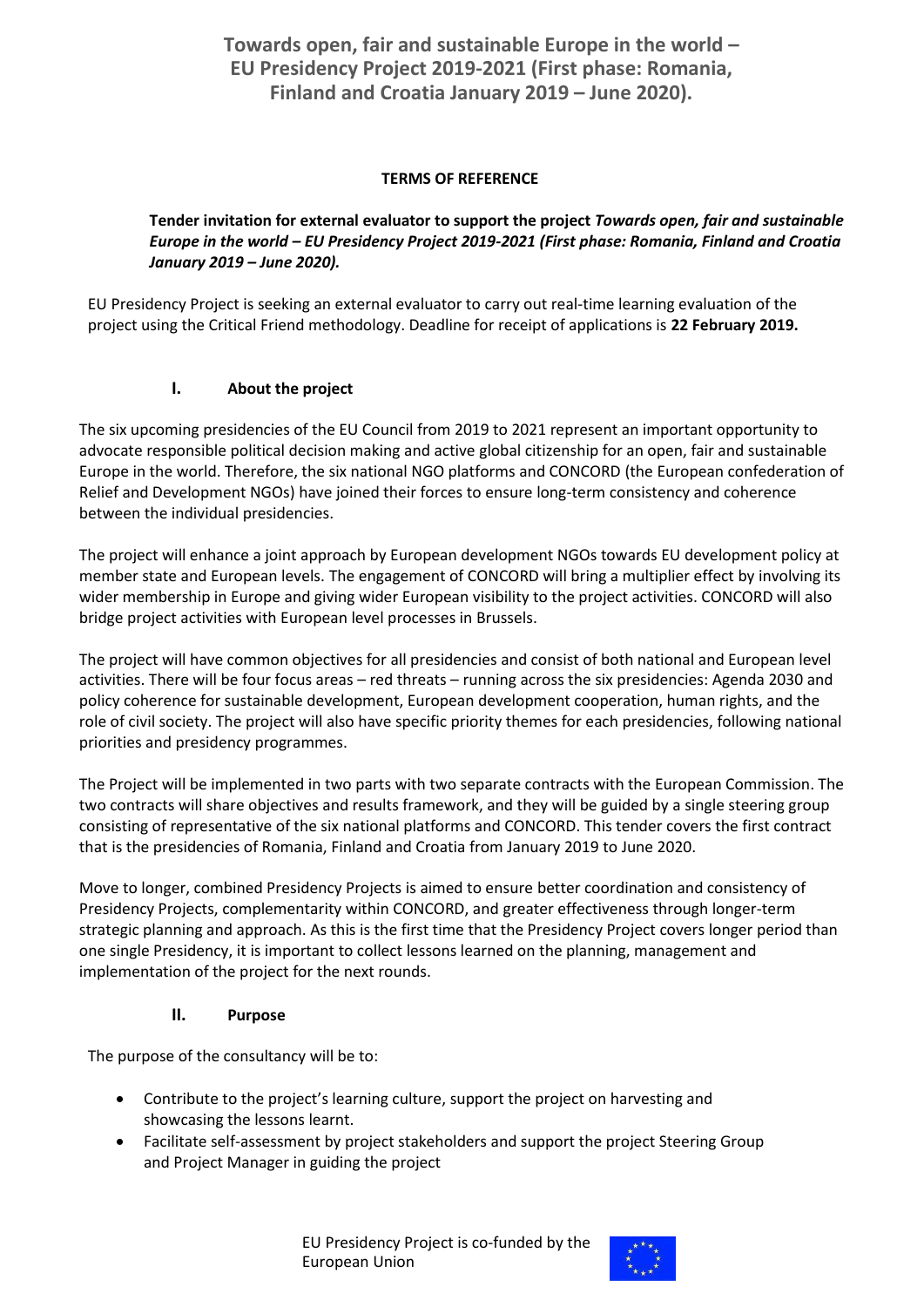# Towards open, fair and sustainable Europe in the world – EU Presidency Project 2019-2021 (First phase: Romania, Finland and Croatia January 2019 – June 2020).

**TERMS OF REFERENCE**

**Tender invitation for external evaluator to support the project *Towards open, fair and sustainable Europe in the world – EU Presidency Project 2019-2021 (First phase: Romania, Finland and Croatia January 2019 – June 2020).***

EU Presidency Project is seeking an external evaluator to carry out real-time learning evaluation of the project using the Critical Friend methodology. Deadline for receipt of applications is **22 February 2019.**

## I. About the project

The six upcoming presidencies of the EU Council from 2019 to 2021 represent an important opportunity to advocate responsible political decision making and active global citizenship for an open, fair and sustainable Europe in the world. Therefore, the six national NGO platforms and CONCORD (the European confederation of Relief and Development NGOs) have joined their forces to ensure long-term consistency and coherence between the individual presidencies.

The project will enhance a joint approach by European development NGOs towards EU development policy at member state and European levels. The engagement of CONCORD will bring a multiplier effect by involving its wider membership in Europe and giving wider European visibility to the project activities. CONCORD will also bridge project activities with European level processes in Brussels.

The project will have common objectives for all presidencies and consist of both national and European level activities. There will be four focus areas – red threats – running across the six presidencies: Agenda 2030 and policy coherence for sustainable development, European development cooperation, human rights, and the role of civil society. The project will also have specific priority themes for each presidencies, following national priorities and presidency programmes.

The Project will be implemented in two parts with two separate contracts with the European Commission. The two contracts will share objectives and results framework, and they will be guided by a single steering group consisting of representative of the six national platforms and CONCORD. This tender covers the first contract that is the presidencies of Romania, Finland and Croatia from January 2019 to June 2020.

Move to longer, combined Presidency Projects is aimed to ensure better coordination and consistency of Presidency Projects, complementarity within CONCORD, and greater effectiveness through longer-term strategic planning and approach. As this is the first time that the Presidency Project covers longer period than one single Presidency, it is important to collect lessons learned on the planning, management and implementation of the project for the next rounds.

## II. Purpose

The purpose of the consultancy will be to:

- Contribute to the project's learning culture, support the project on harvesting and showcasing the lessons learnt.
- Facilitate self-assessment by project stakeholders and support the project Steering Group and Project Manager in guiding the project

EU Presidency Project is co-funded by the European Union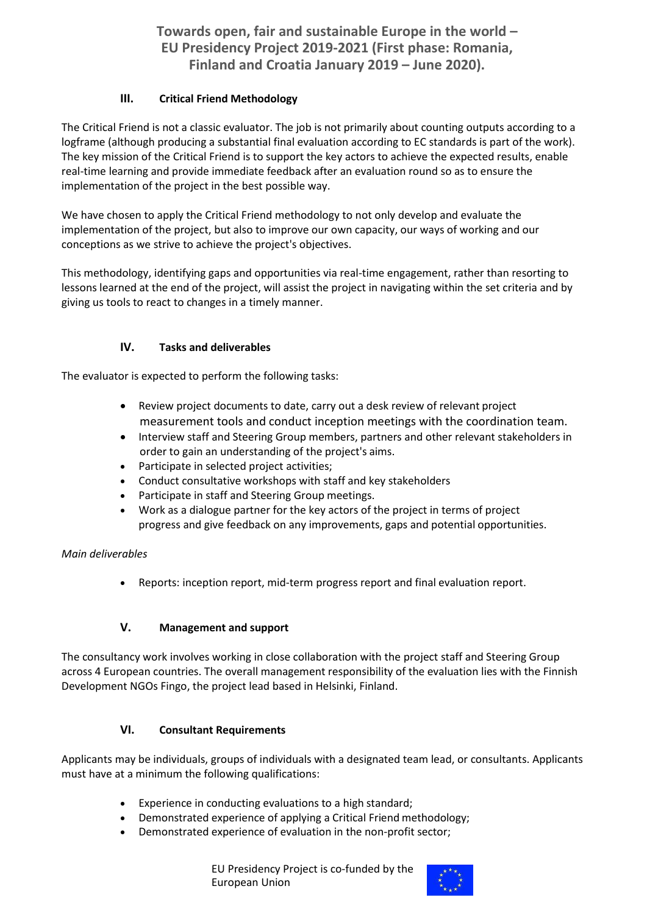## III. Critical Friend Methodology

The Critical Friend is not a classic evaluator. The job is not primarily about counting outputs according to a logframe (although producing a substantial final evaluation according to EC standards is part of the work). The key mission of the Critical Friend is to support the key actors to achieve the expected results, enable real-time learning and provide immediate feedback after an evaluation round so as to ensure the implementation of the project in the best possible way.

We have chosen to apply the Critical Friend methodology to not only develop and evaluate the implementation of the project, but also to improve our own capacity, our ways of working and our conceptions as we strive to achieve the project's objectives.

This methodology, identifying gaps and opportunities via real-time engagement, rather than resorting to lessons learned at the end of the project, will assist the project in navigating within the set criteria and by giving us tools to react to changes in a timely manner.

## IV. Tasks and deliverables

The evaluator is expected to perform the following tasks:

- Review project documents to date, carry out a desk review of relevant project measurement tools and conduct inception meetings with the coordination team.
- Interview staff and Steering Group members, partners and other relevant stakeholders in order to gain an understanding of the project's aims.
- Participate in selected project activities;
- Conduct consultative workshops with staff and key stakeholders
- Participate in staff and Steering Group meetings.
- Work as a dialogue partner for the key actors of the project in terms of project progress and give feedback on any improvements, gaps and potential opportunities.

*Main deliverables*

- Reports: inception report, mid-term progress report and final evaluation report.

## V. Management and support

The consultancy work involves working in close collaboration with the project staff and Steering Group across 4 European countries. The overall management responsibility of the evaluation lies with the Finnish Development NGOs Fingo, the project lead based in Helsinki, Finland.

## VI. Consultant Requirements

Applicants may be individuals, groups of individuals with a designated team lead, or consultants. Applicants must have at a minimum the following qualifications:

- Experience in conducting evaluations to a high standard;
- Demonstrated experience of applying a Critical Friend methodology;
- Demonstrated experience of evaluation in the non-profit sector;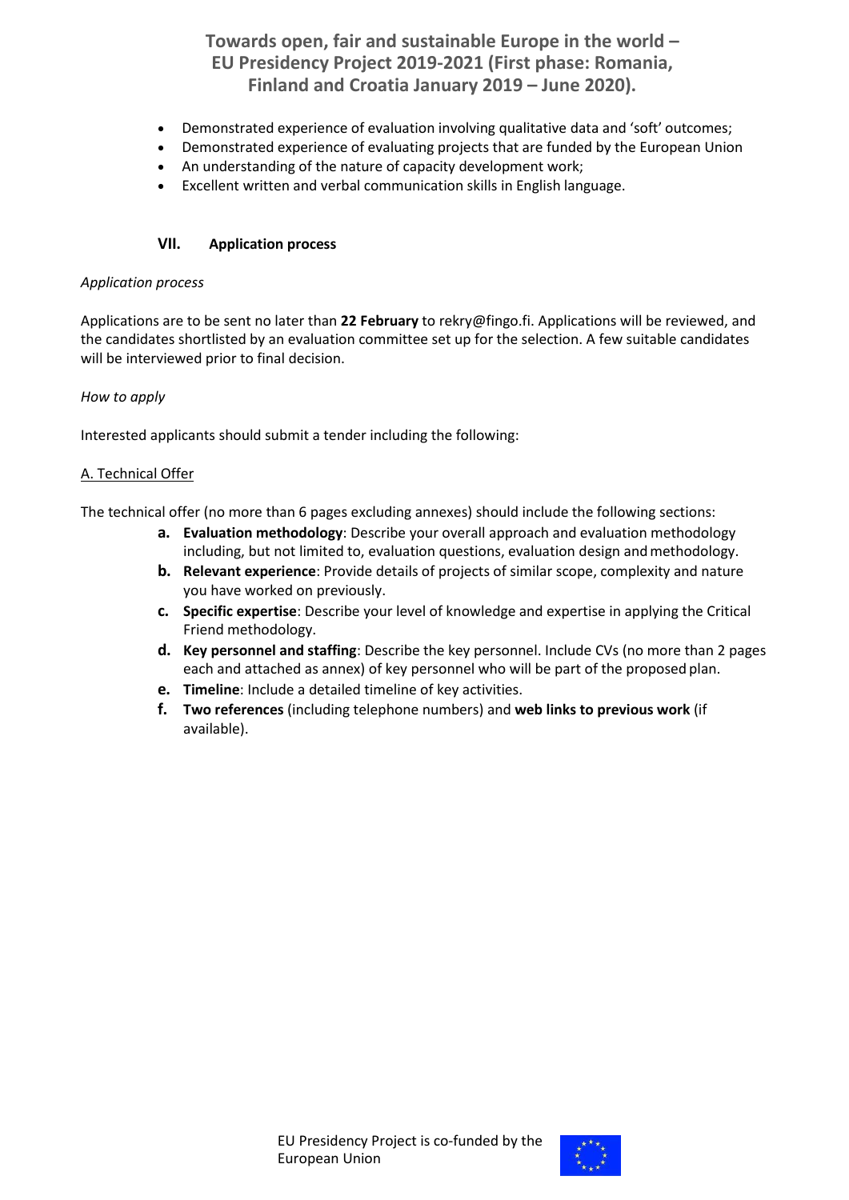- Demonstrated experience of evaluation involving qualitative data and 'soft' outcomes;
- Demonstrated experience of evaluating projects that are funded by the European Union
- An understanding of the nature of capacity development work;
- Excellent written and verbal communication skills in English language.

## VII. Application process

*Application process*

Applications are to be sent no later than **22 February** to rekry@fingo.fi. Applications will be reviewed, and the candidates shortlisted by an evaluation committee set up for the selection. A few suitable candidates will be interviewed prior to final decision.

*How to apply*

Interested applicants should submit a tender including the following:

A. Technical Offer

The technical offer (no more than 6 pages excluding annexes) should include the following sections:

a. **Evaluation methodology**: Describe your overall approach and evaluation methodology including, but not limited to, evaluation questions, evaluation design and methodology.
b. **Relevant experience**: Provide details of projects of similar scope, complexity and nature you have worked on previously.
c. **Specific expertise**: Describe your level of knowledge and expertise in applying the Critical Friend methodology.
d. **Key personnel and staffing**: Describe the key personnel. Include CVs (no more than 2 pages each and attached as annex) of key personnel who will be part of the proposed plan.
e. **Timeline**: Include a detailed timeline of key activities.
f. **Two references** (including telephone numbers) and **web links to previous work** (if available).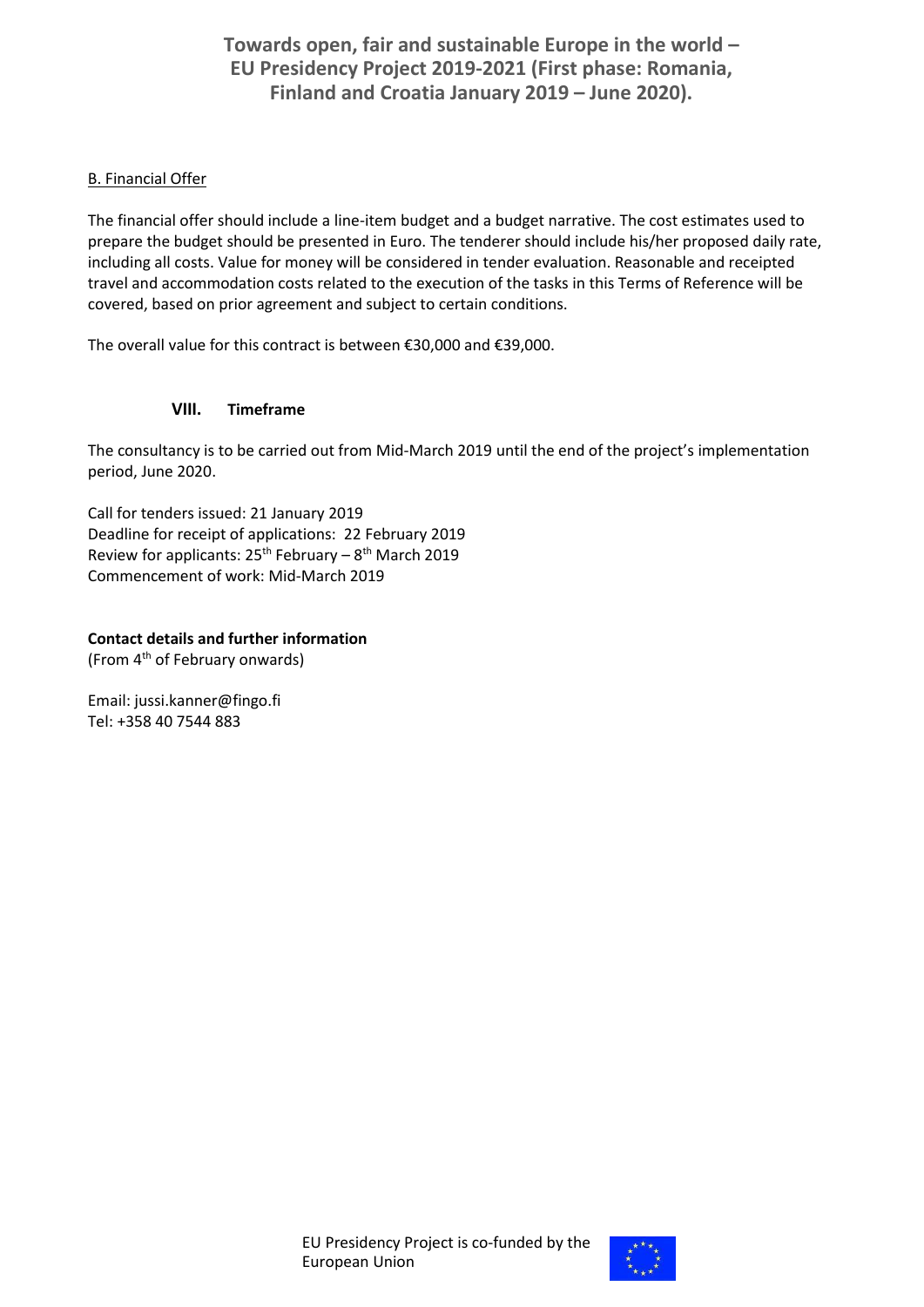B. Financial Offer

The financial offer should include a line-item budget and a budget narrative. The cost estimates used to prepare the budget should be presented in Euro. The tenderer should include his/her proposed daily rate, including all costs. Value for money will be considered in tender evaluation. Reasonable and receipted travel and accommodation costs related to the execution of the tasks in this Terms of Reference will be covered, based on prior agreement and subject to certain conditions.

The overall value for this contract is between €30,000 and €39,000.

## VIII. Timeframe

The consultancy is to be carried out from Mid-March 2019 until the end of the project's implementation period, June 2020.

Call for tenders issued: 21 January 2019
Deadline for receipt of applications: 22 February 2019
Review for applicants: 25th February – 8th March 2019
Commencement of work: Mid-March 2019

**Contact details and further information**
(From 4th of February onwards)

Email: jussi.kanner@fingo.fi
Tel: +358 40 7544 883